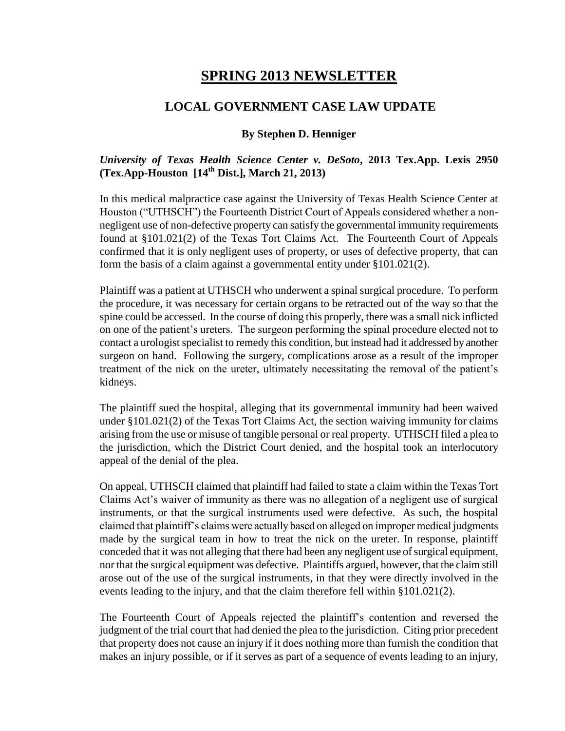# SPRING 2013 NEWSLETTER

## LOCAL GOVERNMENT CASE LAW UPDATE

**By Stephen D. Henniger**

***University of Texas Health Science Center v. DeSoto*, 2013 Tex.App. Lexis 2950 (Tex.App-Houston [14th Dist.], March 21, 2013)**

In this medical malpractice case against the University of Texas Health Science Center at Houston ("UTHSCH") the Fourteenth District Court of Appeals considered whether a non-negligent use of non-defective property can satisfy the governmental immunity requirements found at §101.021(2) of the Texas Tort Claims Act. The Fourteenth Court of Appeals confirmed that it is only negligent uses of property, or uses of defective property, that can form the basis of a claim against a governmental entity under §101.021(2).

Plaintiff was a patient at UTHSCH who underwent a spinal surgical procedure. To perform the procedure, it was necessary for certain organs to be retracted out of the way so that the spine could be accessed. In the course of doing this properly, there was a small nick inflicted on one of the patient's ureters. The surgeon performing the spinal procedure elected not to contact a urologist specialist to remedy this condition, but instead had it addressed by another surgeon on hand. Following the surgery, complications arose as a result of the improper treatment of the nick on the ureter, ultimately necessitating the removal of the patient's kidneys.

The plaintiff sued the hospital, alleging that its governmental immunity had been waived under §101.021(2) of the Texas Tort Claims Act, the section waiving immunity for claims arising from the use or misuse of tangible personal or real property. UTHSCH filed a plea to the jurisdiction, which the District Court denied, and the hospital took an interlocutory appeal of the denial of the plea.

On appeal, UTHSCH claimed that plaintiff had failed to state a claim within the Texas Tort Claims Act's waiver of immunity as there was no allegation of a negligent use of surgical instruments, or that the surgical instruments used were defective. As such, the hospital claimed that plaintiff's claims were actually based on alleged on improper medical judgments made by the surgical team in how to treat the nick on the ureter. In response, plaintiff conceded that it was not alleging that there had been any negligent use of surgical equipment, nor that the surgical equipment was defective. Plaintiffs argued, however, that the claim still arose out of the use of the surgical instruments, in that they were directly involved in the events leading to the injury, and that the claim therefore fell within §101.021(2).

The Fourteenth Court of Appeals rejected the plaintiff's contention and reversed the judgment of the trial court that had denied the plea to the jurisdiction. Citing prior precedent that property does not cause an injury if it does nothing more than furnish the condition that makes an injury possible, or if it serves as part of a sequence of events leading to an injury,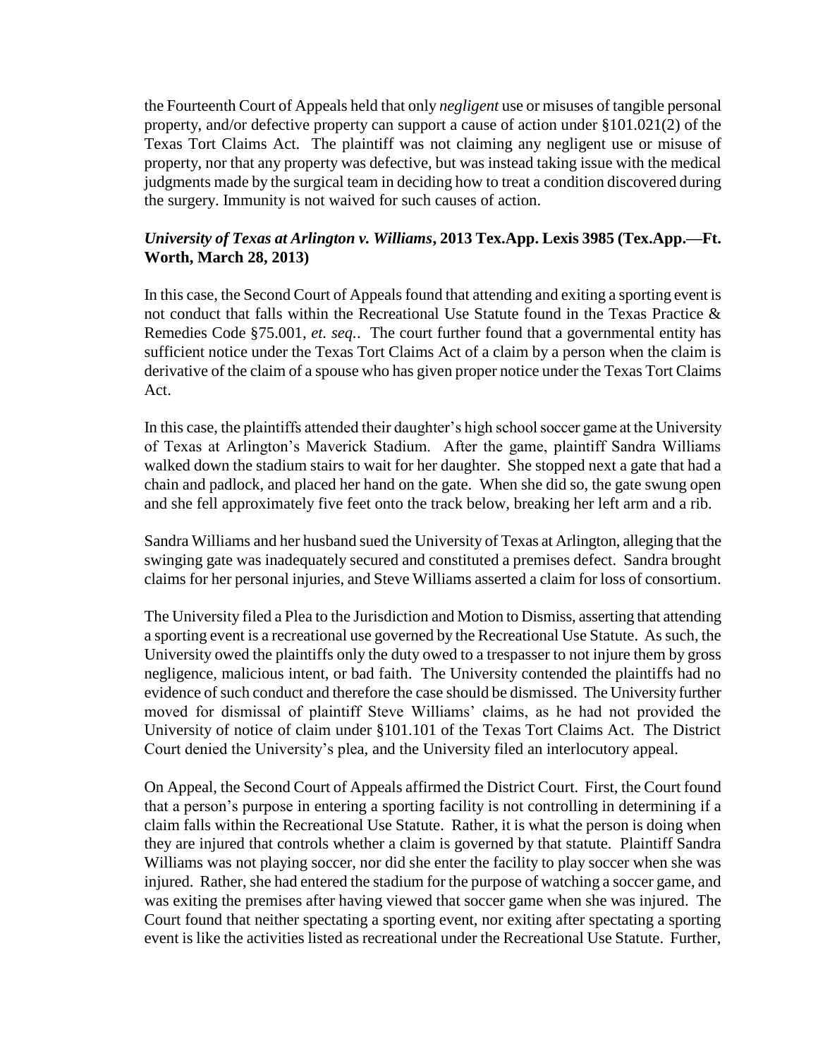the Fourteenth Court of Appeals held that only *negligent* use or misuses of tangible personal property, and/or defective property can support a cause of action under §101.021(2) of the Texas Tort Claims Act. The plaintiff was not claiming any negligent use or misuse of property, nor that any property was defective, but was instead taking issue with the medical judgments made by the surgical team in deciding how to treat a condition discovered during the surgery. Immunity is not waived for such causes of action.

***University of Texas at Arlington v. Williams*, 2013 Tex.App. Lexis 3985 (Tex.App.—Ft. Worth, March 28, 2013)**

In this case, the Second Court of Appeals found that attending and exiting a sporting event is not conduct that falls within the Recreational Use Statute found in the Texas Practice & Remedies Code §75.001, *et. seq.*. The court further found that a governmental entity has sufficient notice under the Texas Tort Claims Act of a claim by a person when the claim is derivative of the claim of a spouse who has given proper notice under the Texas Tort Claims Act.

In this case, the plaintiffs attended their daughter's high school soccer game at the University of Texas at Arlington's Maverick Stadium. After the game, plaintiff Sandra Williams walked down the stadium stairs to wait for her daughter. She stopped next a gate that had a chain and padlock, and placed her hand on the gate. When she did so, the gate swung open and she fell approximately five feet onto the track below, breaking her left arm and a rib.

Sandra Williams and her husband sued the University of Texas at Arlington, alleging that the swinging gate was inadequately secured and constituted a premises defect. Sandra brought claims for her personal injuries, and Steve Williams asserted a claim for loss of consortium.

The University filed a Plea to the Jurisdiction and Motion to Dismiss, asserting that attending a sporting event is a recreational use governed by the Recreational Use Statute. As such, the University owed the plaintiffs only the duty owed to a trespasser to not injure them by gross negligence, malicious intent, or bad faith. The University contended the plaintiffs had no evidence of such conduct and therefore the case should be dismissed. The University further moved for dismissal of plaintiff Steve Williams' claims, as he had not provided the University of notice of claim under §101.101 of the Texas Tort Claims Act. The District Court denied the University's plea, and the University filed an interlocutory appeal.

On Appeal, the Second Court of Appeals affirmed the District Court. First, the Court found that a person's purpose in entering a sporting facility is not controlling in determining if a claim falls within the Recreational Use Statute. Rather, it is what the person is doing when they are injured that controls whether a claim is governed by that statute. Plaintiff Sandra Williams was not playing soccer, nor did she enter the facility to play soccer when she was injured. Rather, she had entered the stadium for the purpose of watching a soccer game, and was exiting the premises after having viewed that soccer game when she was injured. The Court found that neither spectating a sporting event, nor exiting after spectating a sporting event is like the activities listed as recreational under the Recreational Use Statute. Further,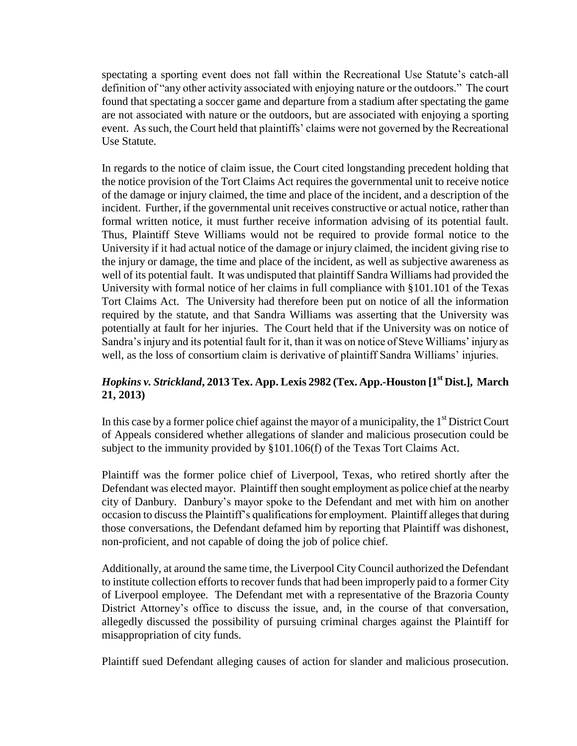spectating a sporting event does not fall within the Recreational Use Statute's catch-all definition of "any other activity associated with enjoying nature or the outdoors." The court found that spectating a soccer game and departure from a stadium after spectating the game are not associated with nature or the outdoors, but are associated with enjoying a sporting event. As such, the Court held that plaintiffs' claims were not governed by the Recreational Use Statute.

In regards to the notice of claim issue, the Court cited longstanding precedent holding that the notice provision of the Tort Claims Act requires the governmental unit to receive notice of the damage or injury claimed, the time and place of the incident, and a description of the incident. Further, if the governmental unit receives constructive or actual notice, rather than formal written notice, it must further receive information advising of its potential fault. Thus, Plaintiff Steve Williams would not be required to provide formal notice to the University if it had actual notice of the damage or injury claimed, the incident giving rise to the injury or damage, the time and place of the incident, as well as subjective awareness as well of its potential fault. It was undisputed that plaintiff Sandra Williams had provided the University with formal notice of her claims in full compliance with §101.101 of the Texas Tort Claims Act. The University had therefore been put on notice of all the information required by the statute, and that Sandra Williams was asserting that the University was potentially at fault for her injuries. The Court held that if the University was on notice of Sandra's injury and its potential fault for it, than it was on notice of Steve Williams' injury as well, as the loss of consortium claim is derivative of plaintiff Sandra Williams' injuries.

### ***Hopkins v. Strickland*, 2013 Tex. App. Lexis 2982 (Tex. App.-Houston [1st Dist.], March 21, 2013)**

In this case by a former police chief against the mayor of a municipality, the 1st District Court of Appeals considered whether allegations of slander and malicious prosecution could be subject to the immunity provided by §101.106(f) of the Texas Tort Claims Act.

Plaintiff was the former police chief of Liverpool, Texas, who retired shortly after the Defendant was elected mayor. Plaintiff then sought employment as police chief at the nearby city of Danbury. Danbury's mayor spoke to the Defendant and met with him on another occasion to discuss the Plaintiff's qualifications for employment. Plaintiff alleges that during those conversations, the Defendant defamed him by reporting that Plaintiff was dishonest, non-proficient, and not capable of doing the job of police chief.

Additionally, at around the same time, the Liverpool City Council authorized the Defendant to institute collection efforts to recover funds that had been improperly paid to a former City of Liverpool employee. The Defendant met with a representative of the Brazoria County District Attorney's office to discuss the issue, and, in the course of that conversation, allegedly discussed the possibility of pursuing criminal charges against the Plaintiff for misappropriation of city funds.

Plaintiff sued Defendant alleging causes of action for slander and malicious prosecution.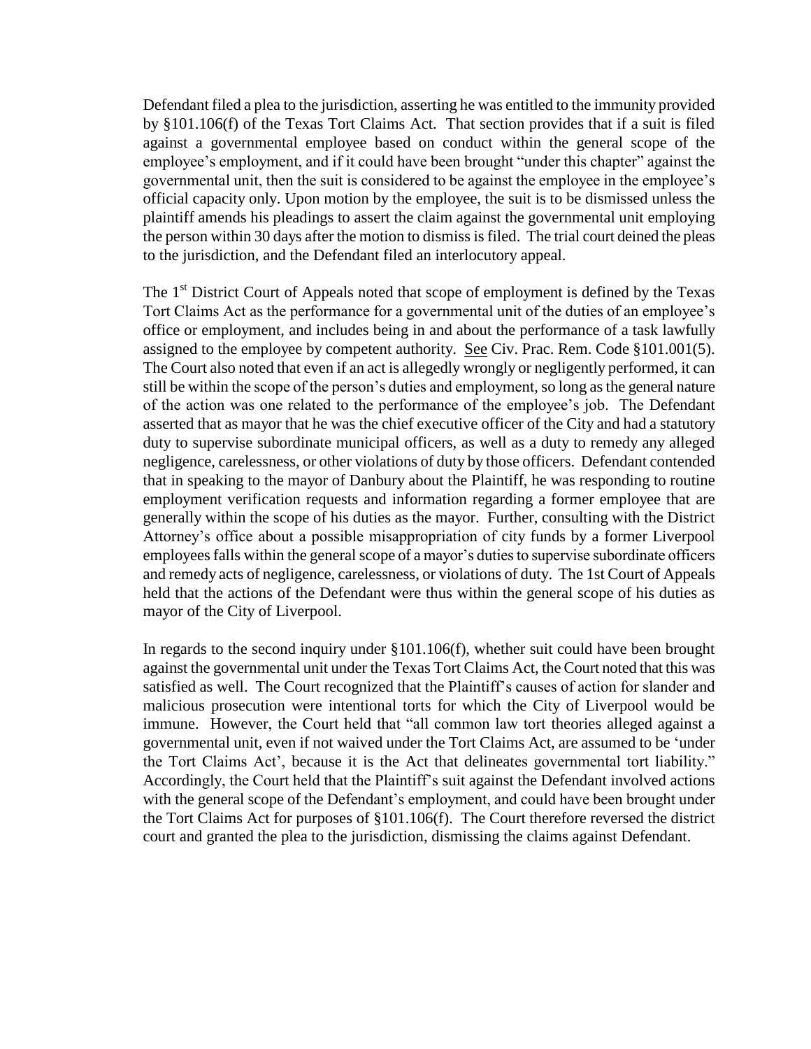Defendant filed a plea to the jurisdiction, asserting he was entitled to the immunity provided by §101.106(f) of the Texas Tort Claims Act. That section provides that if a suit is filed against a governmental employee based on conduct within the general scope of the employee's employment, and if it could have been brought "under this chapter" against the governmental unit, then the suit is considered to be against the employee in the employee's official capacity only. Upon motion by the employee, the suit is to be dismissed unless the plaintiff amends his pleadings to assert the claim against the governmental unit employing the person within 30 days after the motion to dismiss is filed. The trial court deined the pleas to the jurisdiction, and the Defendant filed an interlocutory appeal.

The 1st District Court of Appeals noted that scope of employment is defined by the Texas Tort Claims Act as the performance for a governmental unit of the duties of an employee's office or employment, and includes being in and about the performance of a task lawfully assigned to the employee by competent authority. See Civ. Prac. Rem. Code §101.001(5). The Court also noted that even if an act is allegedly wrongly or negligently performed, it can still be within the scope of the person's duties and employment, so long as the general nature of the action was one related to the performance of the employee's job. The Defendant asserted that as mayor that he was the chief executive officer of the City and had a statutory duty to supervise subordinate municipal officers, as well as a duty to remedy any alleged negligence, carelessness, or other violations of duty by those officers. Defendant contended that in speaking to the mayor of Danbury about the Plaintiff, he was responding to routine employment verification requests and information regarding a former employee that are generally within the scope of his duties as the mayor. Further, consulting with the District Attorney's office about a possible misappropriation of city funds by a former Liverpool employees falls within the general scope of a mayor's duties to supervise subordinate officers and remedy acts of negligence, carelessness, or violations of duty. The 1st Court of Appeals held that the actions of the Defendant were thus within the general scope of his duties as mayor of the City of Liverpool.

In regards to the second inquiry under §101.106(f), whether suit could have been brought against the governmental unit under the Texas Tort Claims Act, the Court noted that this was satisfied as well. The Court recognized that the Plaintiff's causes of action for slander and malicious prosecution were intentional torts for which the City of Liverpool would be immune. However, the Court held that "all common law tort theories alleged against a governmental unit, even if not waived under the Tort Claims Act, are assumed to be 'under the Tort Claims Act', because it is the Act that delineates governmental tort liability." Accordingly, the Court held that the Plaintiff's suit against the Defendant involved actions with the general scope of the Defendant's employment, and could have been brought under the Tort Claims Act for purposes of §101.106(f). The Court therefore reversed the district court and granted the plea to the jurisdiction, dismissing the claims against Defendant.